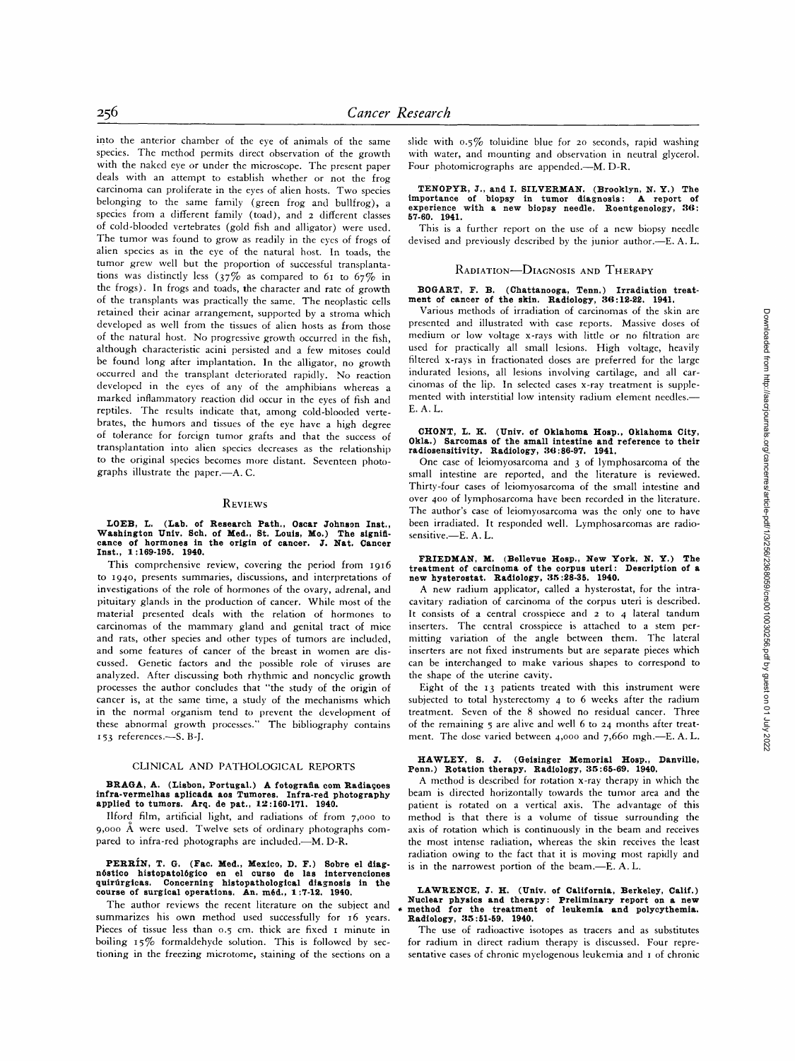into the anterior chamber of the eye of animals of the same species. The method permits direct observation of the growth with the naked eye or under the microscope. The present paper deals with an attempt to establish whether or not the frog carcinoma can proliferate in the eyes of alien hosts. Two species belonging to the same family (green frog and bullfrog), a species from a different family (toad), and 2 different classes of cold-blooded vertebrates (gold fish and alligator) were used. The tumor was found to grow as readily in the eyes of frogs of alien species as in the eye of the natural host. In toads, the tumor grew well but the proportion of successful transplantations was distinctly less (37% as compared to 61 to 67% in the frogs). In frogs and toads, the character and rate of growth of the transplants was practically the same. The neoplastic cells retained their acinar arrangement, supported by a stroma which developed as well from the tissues of alien hosts as from those of the natural host. No progressive growth occurred in the fish, although characteristic acini persisted and a few mitoses could be found long after implantation. In the alligator, no growth occurred and the transplant deteriorated rapidly. No reaction developed in the eyes of any of the amphibians whereas a marked inflammatory reaction did occur in the eyes of fish and reptiles. The results indicate that, among cold-blooded vertebrates, the humors and tissues of the eye have a high degree of tolerance for foreign tumor grafts and that the success of transplantation into alien species decreases as the relationship to the original species becomes more distant. Seventeen photographs illustrate the paper.—A. C.

## Reviews

**LOEB, L. (Lab. of Research Path., Oscar Johnson Inst., Washington Univ. Sch. of Med., St. Louis, Mo.) The significance of hormones in the origin of cancer. J. Nat. Cancer Inst., 1:169-195. 1940.**

This comprehensive review, covering the period from 1916 to 1940, presents summaries, discussions, and interpretations of investigations of the role of hormones of the ovary, adrenal, and pituitary glands in the production of cancer. While most of the material presented deals with the relation of hormones to carcinomas of the mammary gland and genital tract of mice and rats, other species and other types of tumors are included, and some features of cancer of the breast in women are discussed. Genetic factors and the possible role of viruses are analyzed. After discussing both rhythmic and noncyclic growth processes the author concludes that "the study of the origin of cancer is, at the same time, a study of the mechanisms which in the normal organism tend to prevent the development of these abnormal growth processes." The bibliography contains 153 references.—S. B-J.

### CLINICAL AND PATHOLOGICAL REPORTS

**BRAGA, A. (Lisbon, Portugal.) A fotografia com Radiaçoes infra-vermelhas aplicada aos Tumores. Infra-red photography applied to tumors. Arq. de pat., 12:160-171. 1940.**

Ilford film, artificial light, and radiations of 7,000 to 9,000 Å were used. Twelve sets of ordinary photographs compared to infra-red photographs are included.—M. D-R.

**PERRÍN, T. G. (Fac. Med., Mexico, D. F.) Sobre el diagnóstico histopatológico en el curso de las intervenciones quirúrgicas. Concerning histopathological diagnosis in the course of surgical operations. An. méd., 1:7-12. 1940.**

The author reviews the recent literature on the subject and summarizes his own method used successfully for 16 years. Pieces of tissue less than 0.5 cm. thick are fixed 1 minute in boiling 15% formaldehyde solution. This is followed by sectioning in the freezing microtome, staining of the sections on a slide with 0.5% toluidine blue for 20 seconds, rapid washing with water, and mounting and observation in neutral glycerol. Four photomicrographs are appended.—M. D-R.

**TENOPYR, J., and I. SILVERMAN. (Brooklyn, N. Y.) The importance of biopsy in tumor diagnosis: A report of experience with a new biopsy needle. Roentgenology, 36: 57-60. 1941.**

This is a further report on the use of a new biopsy needle devised and previously described by the junior author.—E. A. L.

## Radiation—Diagnosis and Therapy

**BOGART, F. B. (Chattanooga, Tenn.) Irradiation treatment of cancer of the skin. Radiology, 36:12-22. 1941.**

Various methods of irradiation of carcinomas of the skin are presented and illustrated with case reports. Massive doses of medium or low voltage x-rays with little or no filtration are used for practically all small lesions. High voltage, heavily filtered x-rays in fractionated doses are preferred for the large indurated lesions, all lesions involving cartilage, and all carcinomas of the lip. In selected cases x-ray treatment is supplemented with interstitial low intensity radium element needles.—E. A. L.

**CHONT, L. K. (Univ. of Oklahoma Hosp., Oklahoma City, Okla.) Sarcomas of the small intestine and reference to their radiosensitivity. Radiology, 36:86-97. 1941.**

One case of leiomyosarcoma and 3 of lymphosarcoma of the small intestine are reported, and the literature is reviewed. Thirty-four cases of leiomyosarcoma of the small intestine and over 400 of lymphosarcoma have been recorded in the literature. The author's case of leiomyosarcoma was the only one to have been irradiated. It responded well. Lymphosarcomas are radiosensitive.—E. A. L.

**FRIEDMAN, M. (Bellevue Hosp., New York, N. Y.) The treatment of carcinoma of the corpus uteri: Description of a new hysterostat. Radiology, 35:28-35. 1940.**

A new radium applicator, called a hysterostat, for the intracavitary radiation of carcinoma of the corpus uteri is described. It consists of a central crosspiece and 2 to 4 lateral tandum inserters. The central crosspiece is attached to a stem permitting variation of the angle between them. The lateral inserters are not fixed instruments but are separate pieces which can be interchanged to make various shapes to correspond to the shape of the uterine cavity.

Eight of the 13 patients treated with this instrument were subjected to total hysterectomy 4 to 6 weeks after the radium treatment. Seven of the 8 showed no residual cancer. Three of the remaining 5 are alive and well 6 to 24 months after treatment. The dose varied between 4,000 and 7,660 mgh.—E. A. L.

**HAWLEY, S. J. (Geisinger Memorial Hosp., Danville, Penn.) Rotation therapy. Radiology, 35:65-69. 1940.**

A method is described for rotation x-ray therapy in which the beam is directed horizontally towards the tumor area and the patient is rotated on a vertical axis. The advantage of this method is that there is a volume of tissue surrounding the axis of rotation which is continuously in the beam and receives the most intense radiation, whereas the skin receives the least radiation owing to the fact that it is moving most rapidly and is in the narrowest portion of the beam.—E. A. L.

**LAWRENCE, J. H. (Univ. of California, Berkeley, Calif.) Nuclear physics and therapy: Preliminary report on a new method for the treatment of leukemia and polycythemia. Radiology, 35:51-59. 1940.**

The use of radioactive isotopes as tracers and as substitutes for radium in direct radium therapy is discussed. Four representative cases of chronic myelogenous leukemia and 1 of chronic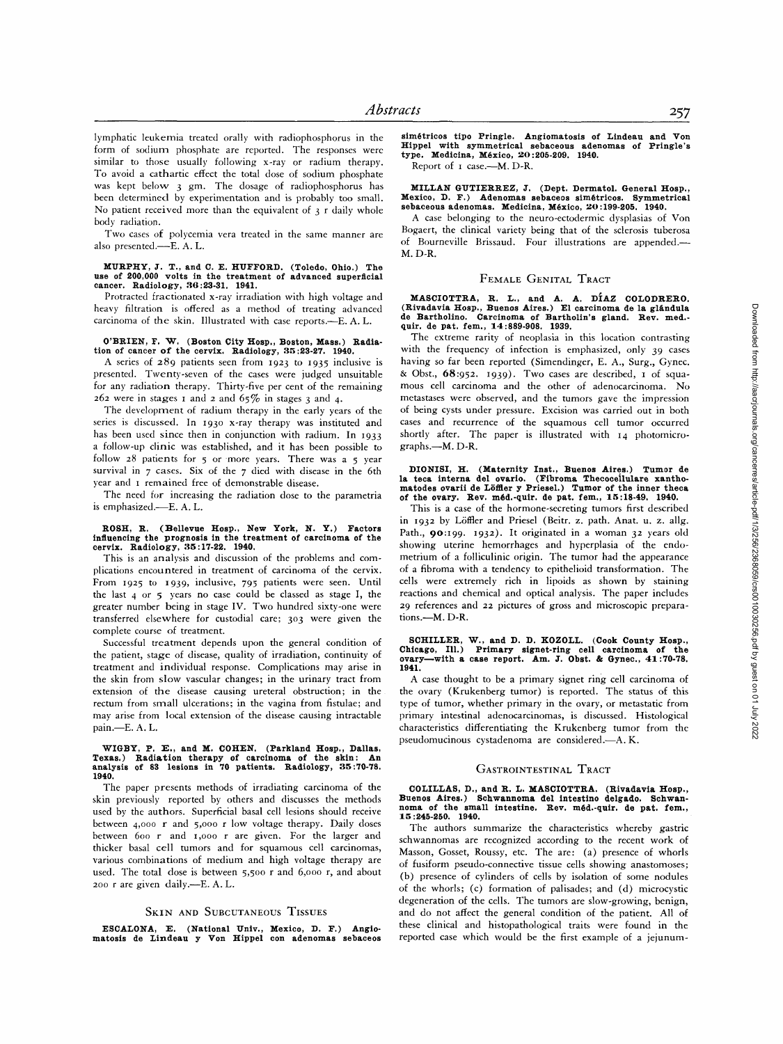lymphatic leukemia treated orally with radiophosphorus in the form of sodium phosphate are reported. The responses were similar to those usually following x-ray or radium therapy. To avoid a cathartic effect the total dose of sodium phosphate was kept below 3 gm. The dosage of radiophosphorus has been determined by experimentation and is probably too small. No patient received more than the equivalent of 3 r daily whole body radiation.

Two cases of polycemia vera treated in the same manner are also presented.—E. A. L.

**MURPHY, J. T., and C. E. HUFFORD. (Toledo, Ohio.) The use of 200,000 volts in the treatment of advanced superficial cancer. Radiology, 36:23-31. 1941.**

Protracted fractionated x-ray irradiation with high voltage and heavy filtration is offered as a method of treating advanced carcinoma of the skin. Illustrated with case reports.—E. A. L.

**O'BRIEN, F. W. (Boston City Hosp., Boston, Mass.) Radiation of cancer of the cervix. Radiology, 35:23-27. 1940.**

A series of 289 patients seen from 1923 to 1935 inclusive is presented. Twenty-seven of the cases were judged unsuitable for any radiation therapy. Thirty-five per cent of the remaining 262 were in stages 1 and 2 and 65% in stages 3 and 4.

The development of radium therapy in the early years of the series is discussed. In 1930 x-ray therapy was instituted and has been used since then in conjunction with radium. In 1933 a follow-up clinic was established, and it has been possible to follow 28 patients for 5 or more years. There was a 5 year survival in 7 cases. Six of the 7 died with disease in the 6th year and 1 remained free of demonstrable disease.

The need for increasing the radiation dose to the parametria is emphasized.—E. A. L.

**ROSH, R. (Bellevue Hosp., New York, N. Y.) Factors influencing the prognosis in the treatment of carcinoma of the cervix. Radiology, 35:17-22. 1940.**

This is an analysis and discussion of the problems and complications encountered in treatment of carcinoma of the cervix. From 1925 to 1939, inclusive, 795 patients were seen. Until the last 4 or 5 years no case could be classed as stage I, the greater number being in stage IV. Two hundred sixty-one were transferred elsewhere for custodial care; 303 were given the complete course of treatment.

Successful treatment depends upon the general condition of the patient, stage of disease, quality of irradiation, continuity of treatment and individual response. Complications may arise in the skin from slow vascular changes; in the urinary tract from extension of the disease causing ureteral obstruction; in the rectum from small ulcerations; in the vagina from fistulae; and may arise from local extension of the disease causing intractable pain.—E. A. L.

**WIGBY, P. E., and M. COHEN. (Parkland Hosp., Dallas, Texas.) Radiation therapy of carcinoma of the skin: An analysis of 83 lesions in 70 patients. Radiology, 35:70-78. 1940.**

The paper presents methods of irradiating carcinoma of the skin previously reported by others and discusses the methods used by the authors. Superficial basal cell lesions should receive between 4,000 r and 5,000 r low voltage therapy. Daily doses between 600 r and 1,000 r are given. For the larger and thicker basal cell tumors and for squamous cell carcinomas, various combinations of medium and high voltage therapy are used. The total dose is between 5,500 r and 6,000 r, and about 200 r are given daily.—E. A. L.

## Skin and Subcutaneous Tissues

**ESCALONA, E. (National Univ., Mexico, D. F.) Angiomatosis de Lindeau y Von Hippel con adenomas sebaceos simétricos tipo Pringle. Angiomatosis of Lindeau and Von Hippel with symmetrical sebaceous adenomas of Pringle's type. Medicina, México, 20:205-209. 1940.**

Report of 1 case.—M. D-R.

**MILLAN GUTIERREZ, J. (Dept. Dermatol. General Hosp., Mexico, D. F.) Adenomas sebaceos simétricos. Symmetrical sebaceous adenomas. Medicina, México, 20:199-205. 1940.**

A case belonging to the neuro-ectodermic dysplasias of Von Bogaert, the clinical variety being that of the sclerosis tuberosa of Bourneville Brissaud. Four illustrations are appended.—M. D-R.

## Female Genital Tract

**MASCIOTTRA, R. L., and A. A. DÍAZ COLODRERO. (Rivadavia Hosp., Buenos Aires.) El carcinoma de la glándula de Bartholino. Carcinoma of Bartholin's gland. Rev. med.-quir. de pat. fem., 14:889-908. 1939.**

The extreme rarity of neoplasia in this location contrasting with the frequency of infection is emphasized, only 39 cases having so far been reported (Simendinger, E. A., Surg., Gynec. & Obst., 68:952. 1939). Two cases are described, 1 of squamous cell carcinoma and the other of adenocarcinoma. No metastases were observed, and the tumors gave the impression of being cysts under pressure. Excision was carried out in both cases and recurrence of the squamous cell tumor occurred shortly after. The paper is illustrated with 14 photomicrographs.—M. D-R.

**DIONISI, H. (Maternity Inst., Buenos Aires.) Tumor de la teca interna del ovario. (Fibroma Thecocellulare xanthomatodes ovarii de Löffler y Priesel.) Tumor of the inner theca of the ovary. Rev. méd.-quir. de pat. fem., 15:18-49. 1940.**

This is a case of the hormone-secreting tumors first described in 1932 by Löffler and Priesel (Beitr. z. path. Anat. u. z. allg. Path., 90:199. 1932). It originated in a woman 32 years old showing uterine hemorrhages and hyperplasia of the endometrium of a folliculinic origin. The tumor had the appearance of a fibroma with a tendency to epithelioid transformation. The cells were extremely rich in lipoids as shown by staining reactions and chemical and optical analysis. The paper includes 29 references and 22 pictures of gross and microscopic preparations.—M. D-R.

**SCHILLER, W., and D. D. KOZOLL. (Cook County Hosp., Chicago, Ill.) Primary signet-ring cell carcinoma of the ovary—with a case report. Am. J. Obst. & Gynec., 41:70-78. 1941.**

A case thought to be a primary signet ring cell carcinoma of the ovary (Krukenberg tumor) is reported. The status of this type of tumor, whether primary in the ovary, or metastatic from primary intestinal adenocarcinomas, is discussed. Histological characteristics differentiating the Krukenberg tumor from the pseudomucinous cystadenoma are considered.—A. K.

## Gastrointestinal Tract

**COLILLAS, D., and R. L. MASCIOTTRA. (Rivadavia Hosp., Buenos Aires.) Schwannoma del intestino delgado. Schwannoma of the small intestine. Rev. méd.-quir. de pat. fem., 15:245-250. 1940.**

The authors summarize the characteristics whereby gastric schwannomas are recognized according to the recent work of Masson, Gosset, Roussy, etc. The are: (a) presence of whorls of fusiform pseudo-connective tissue cells showing anastomoses; (b) presence of cylinders of cells by isolation of some nodules of the whorls; (c) formation of palisades; and (d) microcystic degeneration of the cells. The tumors are slow-growing, benign, and do not affect the general condition of the patient. All of these clinical and histopathological traits were found in the reported case which would be the first example of a jejunum-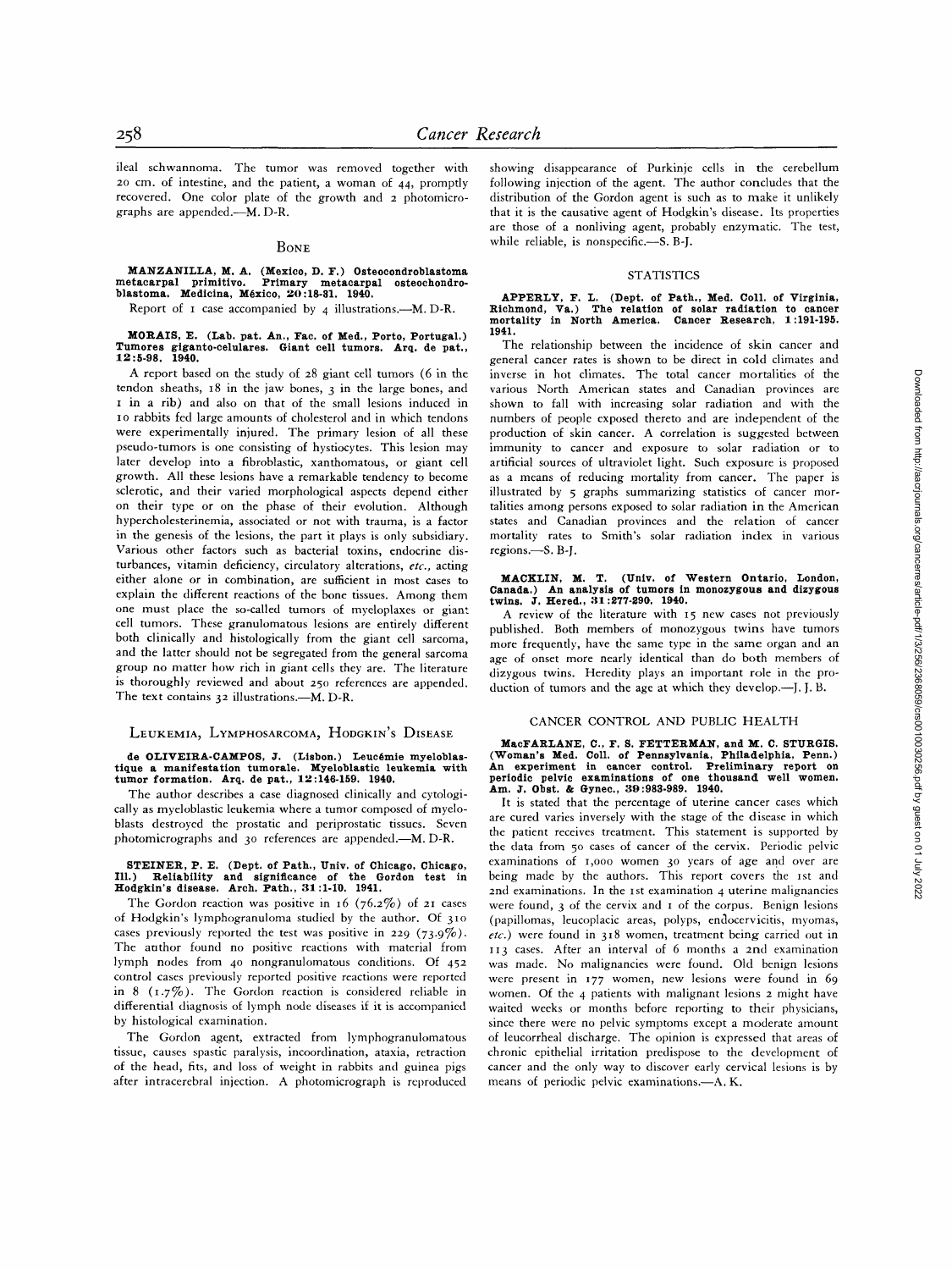ileal schwannoma. The tumor was removed together with 20 cm. of intestine, and the patient, a woman of 44, promptly recovered. One color plate of the growth and 2 photomicrographs are appended.—M. D-R.

## BONE

**MANZANILLA, M. A. (Mexico, D. F.) Osteocondroblastoma metacarpal primitivo. Primary metacarpal osteochondroblastoma. Medicina, México, 20:18-31. 1940.**

Report of 1 case accompanied by 4 illustrations.—M. D-R.

**MORAIS, E. (Lab. pat. An., Fac. of Med., Porto, Portugal.) Tumores giganto-celulares. Giant cell tumors. Arq. de pat., 12:5-98. 1940.**

A report based on the study of 28 giant cell tumors (6 in the tendon sheaths, 18 in the jaw bones, 3 in the large bones, and 1 in a rib) and also on that of the small lesions induced in 10 rabbits fed large amounts of cholesterol and in which tendons were experimentally injured. The primary lesion of all these pseudo-tumors is one consisting of hystiocytes. This lesion may later develop into a fibroblastic, xanthomatous, or giant cell growth. All these lesions have a remarkable tendency to become sclerotic, and their varied morphological aspects depend either on their type or on the phase of their evolution. Although hypercholesterinemia, associated or not with trauma, is a factor in the genesis of the lesions, the part it plays is only subsidiary. Various other factors such as bacterial toxins, endocrine disturbances, vitamin deficiency, circulatory alterations, *etc.*, acting either alone or in combination, are sufficient in most cases to explain the different reactions of the bone tissues. Among them one must place the so-called tumors of myeloplaxes or giant cell tumors. These granulomatous lesions are entirely different both clinically and histologically from the giant cell sarcoma, and the latter should not be segregated from the general sarcoma group no matter how rich in giant cells they are. The literature is thoroughly reviewed and about 250 references are appended. The text contains 32 illustrations.—M. D-R.

## LEUKEMIA, LYMPHOSARCOMA, HODGKIN'S DISEASE

**de OLIVEIRA-CAMPOS, J. (Lisbon.) Leucémie myeloblastique a manifestation tumorale. Myeloblastic leukemia with tumor formation. Arq. de pat., 12:146-159. 1940.**

The author describes a case diagnosed clinically and cytologically as myeloblastic leukemia where a tumor composed of myeloblasts destroyed the prostatic and periprostatic tissues. Seven photomicrographs and 30 references are appended.—M. D-R.

**STEINER, P. E. (Dept. of Path., Univ. of Chicago, Chicago, Ill.) Reliability and significance of the Gordon test in Hodgkin's disease. Arch. Path., 31:1-10. 1941.**

The Gordon reaction was positive in 16 (76.2%) of 21 cases of Hodgkin's lymphogranuloma studied by the author. Of 310 cases previously reported the test was positive in 229 (73.9%). The author found no positive reactions with material from lymph nodes from 40 nongranulomatous conditions. Of 452 control cases previously reported positive reactions were reported in 8 (1.7%). The Gordon reaction is considered reliable in differential diagnosis of lymph node diseases if it is accompanied by histological examination.

The Gordon agent, extracted from lymphogranulomatous tissue, causes spastic paralysis, incoordination, ataxia, retraction of the head, fits, and loss of weight in rabbits and guinea pigs after intracerebral injection. A photomicrograph is reproduced showing disappearance of Purkinje cells in the cerebellum following injection of the agent. The author concludes that the distribution of the Gordon agent is such as to make it unlikely that it is the causative agent of Hodgkin's disease. Its properties are those of a nonliving agent, probably enzymatic. The test, while reliable, is nonspecific.—S. B-J.

## STATISTICS

**APPERLY, F. L. (Dept. of Path., Med. Coll. of Virginia, Richmond, Va.) The relation of solar radiation to cancer mortality in North America. Cancer Research, 1:191-195. 1941.**

The relationship between the incidence of skin cancer and general cancer rates is shown to be direct in cold climates and inverse in hot climates. The total cancer mortalities of the various North American states and Canadian provinces are shown to fall with increasing solar radiation and with the numbers of people exposed thereto and are independent of the production of skin cancer. A correlation is suggested between immunity to cancer and exposure to solar radiation or to artificial sources of ultraviolet light. Such exposure is proposed as a means of reducing mortality from cancer. The paper is illustrated by 5 graphs summarizing statistics of cancer mortalities among persons exposed to solar radiation in the American states and Canadian provinces and the relation of cancer mortality rates to Smith's solar radiation index in various regions.—S. B-J.

**MACKLIN, M. T. (Univ. of Western Ontario, London, Canada.) An analysis of tumors in monozygous and dizygous twins. J. Hered., 31:277-290. 1940.**

A review of the literature with 15 new cases not previously published. Both members of monozygous twins have tumors more frequently, have the same type in the same organ and an age of onset more nearly identical than do both members of dizygous twins. Heredity plays an important role in the production of tumors and the age at which they develop.—J. J. B.

## CANCER CONTROL AND PUBLIC HEALTH

**MacFARLANE, C., F. S. FETTERMAN, and M. C. STURGIS. (Woman's Med. Coll. of Pennsylvania, Philadelphia, Penn.) An experiment in cancer control. Preliminary report on periodic pelvic examinations of one thousand well women. Am. J. Obst. & Gynec., 39:983-989. 1940.**

It is stated that the percentage of uterine cancer cases which are cured varies inversely with the stage of the disease in which the patient receives treatment. This statement is supported by the data from 50 cases of cancer of the cervix. Periodic pelvic examinations of 1,000 women 30 years of age and over are being made by the authors. This report covers the 1st and 2nd examinations. In the 1st examination 4 uterine malignancies were found, 3 of the cervix and 1 of the corpus. Benign lesions (papillomas, leucoplacic areas, polyps, endocervicitis, myomas, *etc.*) were found in 318 women, treatment being carried out in 113 cases. After an interval of 6 months a 2nd examination was made. No malignancies were found. Old benign lesions were present in 177 women, new lesions were found in 69 women. Of the 4 patients with malignant lesions 2 might have waited weeks or months before reporting to their physicians, since there were no pelvic symptoms except a moderate amount of leucorrheal discharge. The opinion is expressed that areas of chronic epithelial irritation predispose to the development of cancer and the only way to discover early cervical lesions is by means of periodic pelvic examinations.—A. K.